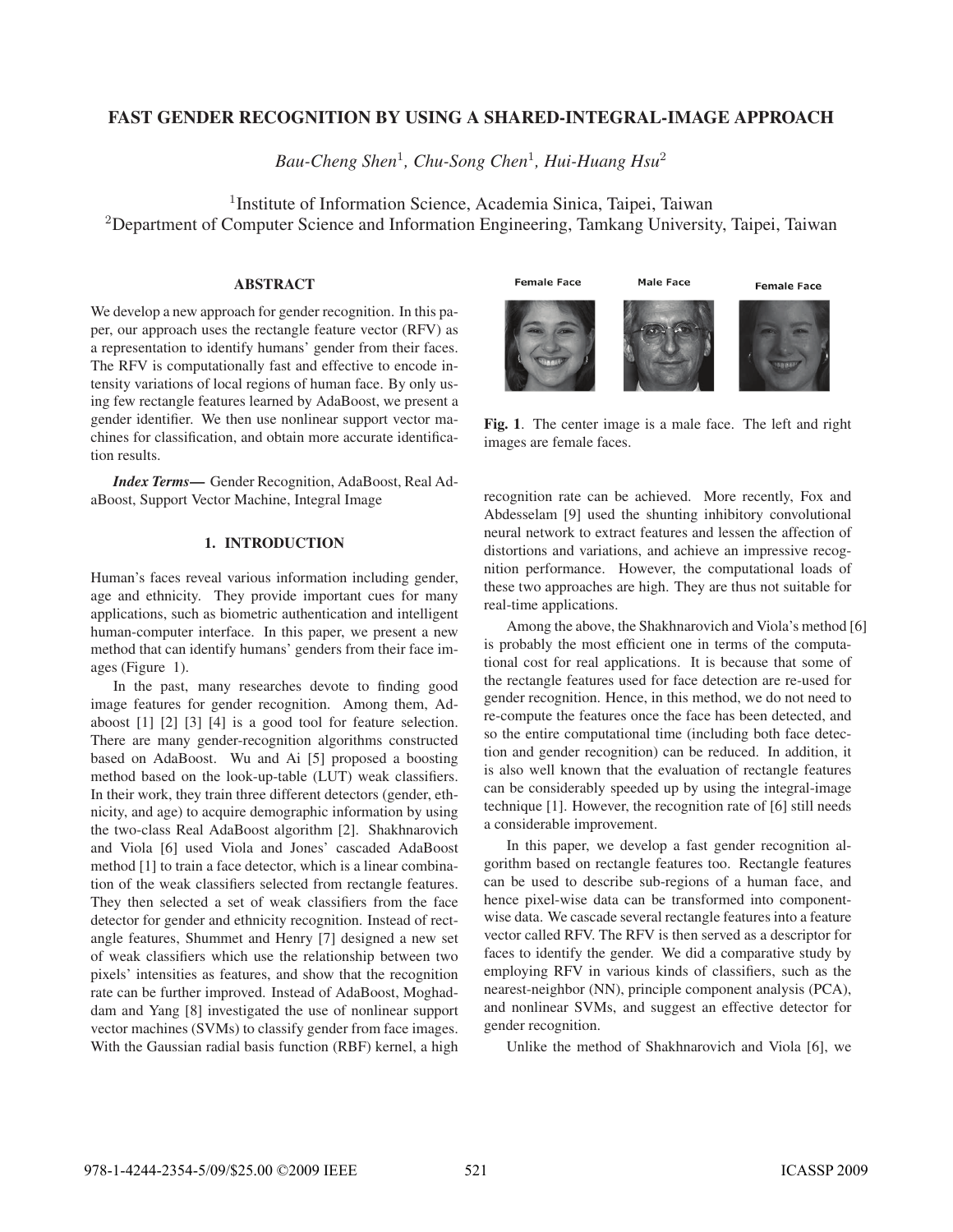# FAST GENDER RECOGNITION BY USING A SHARED-INTEGRAL-IMAGE APPROACH

*Bau-Cheng Shen*[1], *Chu-Song Chen*[1], *Hui-Huang Hsu*[2]

[1]Institute of Information Science, Academia Sinica, Taipei, Taiwan
[2]Department of Computer Science and Information Engineering, Tamkang University, Taipei, Taiwan

## ABSTRACT

We develop a new approach for gender recognition. In this paper, our approach uses the rectangle feature vector (RFV) as a representation to identify humans' gender from their faces. The RFV is computationally fast and effective to encode intensity variations of local regions of human face. By only using few rectangle features learned by AdaBoost, we present a gender identifier. We then use nonlinear support vector machines for classification, and obtain more accurate identification results.

***Index Terms*—** Gender Recognition, AdaBoost, Real AdaBoost, Support Vector Machine, Integral Image

## 1. INTRODUCTION

Human's faces reveal various information including gender, age and ethnicity. They provide important cues for many applications, such as biometric authentication and intelligent human-computer interface. In this paper, we present a new method that can identify humans' genders from their face images (Figure 1).

In the past, many researches devote to finding good image features for gender recognition. Among them, Adaboost [1] [2] [3] [4] is a good tool for feature selection. There are many gender-recognition algorithms constructed based on AdaBoost. Wu and Ai [5] proposed a boosting method based on the look-up-table (LUT) weak classifiers. In their work, they train three different detectors (gender, ethnicity, and age) to acquire demographic information by using the two-class Real AdaBoost algorithm [2]. Shakhnarovich and Viola [6] used Viola and Jones' cascaded AdaBoost method [1] to train a face detector, which is a linear combination of the weak classifiers selected from rectangle features. They then selected a set of weak classifiers from the face detector for gender and ethnicity recognition. Instead of rectangle features, Shummet and Henry [7] designed a new set of weak classifiers which use the relationship between two pixels' intensities as features, and show that the recognition rate can be further improved. Instead of AdaBoost, Moghaddam and Yang [8] investigated the use of nonlinear support vector machines (SVMs) to classify gender from face images. With the Gaussian radial basis function (RBF) kernel, a high recognition rate can be achieved. More recently, Fox and Abdesselam [9] used the shunting inhibitory convolutional neural network to extract features and lessen the affection of distortions and variations, and achieve an impressive recognition performance. However, the computational loads of these two approaches are high. They are thus not suitable for real-time applications.

Female Face | Male Face | Female Face

**Fig. 1**. The center image is a male face. The left and right images are female faces.

Among the above, the Shakhnarovich and Viola's method [6] is probably the most efficient one in terms of the computational cost for real applications. It is because that some of the rectangle features used for face detection are re-used for gender recognition. Hence, in this method, we do not need to re-compute the features once the face has been detected, and so the entire computational time (including both face detection and gender recognition) can be reduced. In addition, it is also well known that the evaluation of rectangle features can be considerably speeded up by using the integral-image technique [1]. However, the recognition rate of [6] still needs a considerable improvement.

In this paper, we develop a fast gender recognition algorithm based on rectangle features too. Rectangle features can be used to describe sub-regions of a human face, and hence pixel-wise data can be transformed into component-wise data. We cascade several rectangle features into a feature vector called RFV. The RFV is then served as a descriptor for faces to identify the gender. We did a comparative study by employing RFV in various kinds of classifiers, such as the nearest-neighbor (NN), principle component analysis (PCA), and nonlinear SVMs, and suggest an effective detector for gender recognition.

Unlike the method of Shakhnarovich and Viola [6], we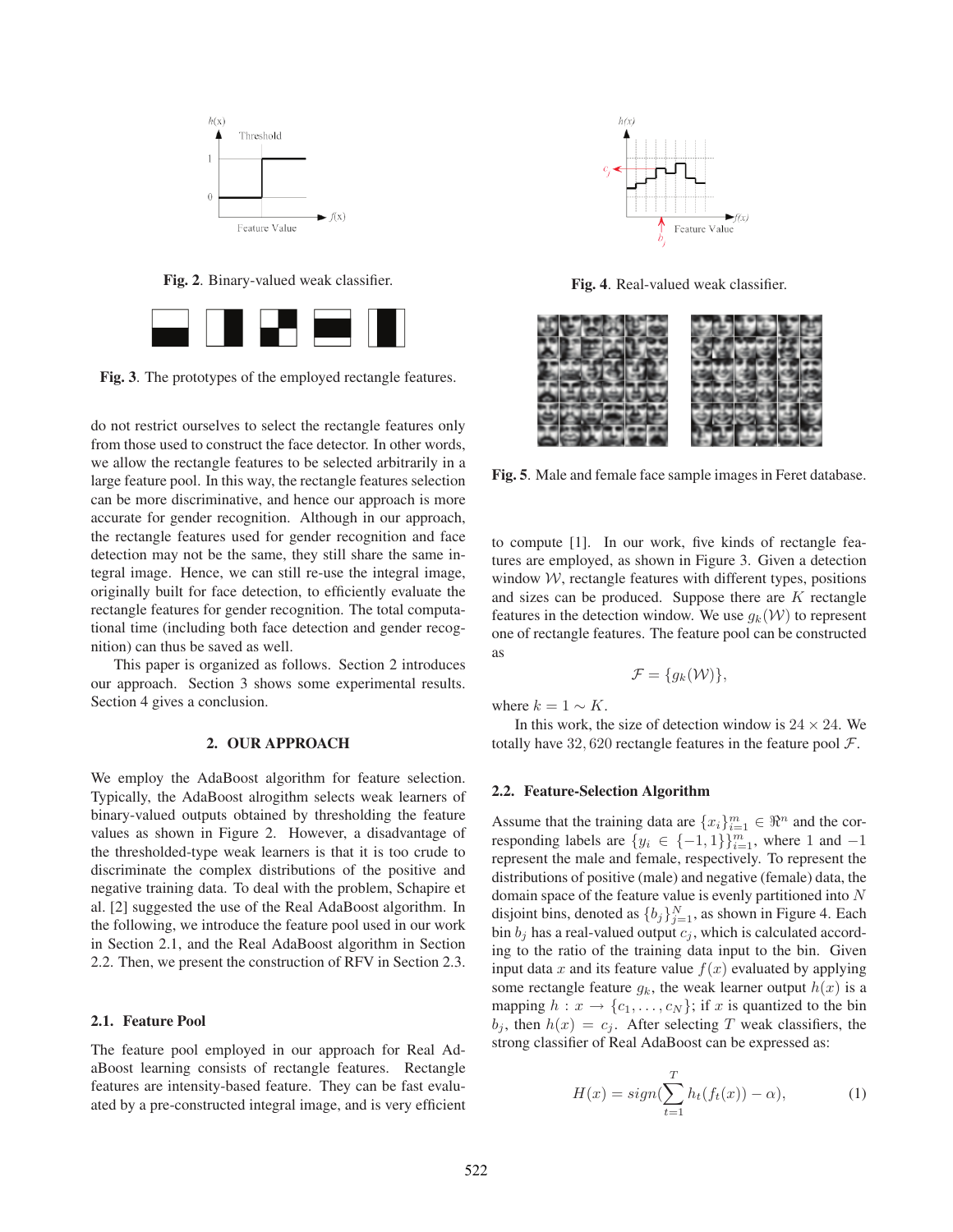Fig. 2. Binary-valued weak classifier.

Fig. 3. The prototypes of the employed rectangle features.

do not restrict ourselves to select the rectangle features only from those used to construct the face detector. In other words, we allow the rectangle features to be selected arbitrarily in a large feature pool. In this way, the rectangle features selection can be more discriminative, and hence our approach is more accurate for gender recognition. Although in our approach, the rectangle features used for gender recognition and face detection may not be the same, they still share the same integral image. Hence, we can still re-use the integral image, originally built for face detection, to efficiently evaluate the rectangle features for gender recognition. The total computational time (including both face detection and gender recognition) can thus be saved as well.

This paper is organized as follows. Section 2 introduces our approach. Section 3 shows some experimental results. Section 4 gives a conclusion.

## 2. OUR APPROACH

We employ the AdaBoost algorithm for feature selection. Typically, the AdaBoost alrogithm selects weak learners of binary-valued outputs obtained by thresholding the feature values as shown in Figure 2. However, a disadvantage of the thresholded-type weak learners is that it is too crude to discriminate the complex distributions of the positive and negative training data. To deal with the problem, Schapire et al. [2] suggested the use of the Real AdaBoost algorithm. In the following, we introduce the feature pool used in our work in Section 2.1, and the Real AdaBoost algorithm in Section 2.2. Then, we present the construction of RFV in Section 2.3.

### 2.1. Feature Pool

The feature pool employed in our approach for Real AdaBoost learning consists of rectangle features. Rectangle features are intensity-based feature. They can be fast evaluated by a pre-constructed integral image, and is very efficient to compute [1]. In our work, five kinds of rectangle features are employed, as shown in Figure 3. Given a detection window $\mathcal{W}$, rectangle features with different types, positions and sizes can be produced. Suppose there are $K$ rectangle features in the detection window. We use $g_k(\mathcal{W})$ to represent one of rectangle features. The feature pool can be constructed as

$$\mathcal{F} = \{g_k(\mathcal{W})\},$$

where $k = 1 \sim K$.

In this work, the size of detection window is $24 \times 24$. We totally have $32,620$ rectangle features in the feature pool $\mathcal{F}$.

Fig. 4. Real-valued weak classifier.

Fig. 5. Male and female face sample images in Feret database.

### 2.2. Feature-Selection Algorithm

Assume that the training data are $\{x_i\}_{i=1}^{m} \in \Re^n$ and the corresponding labels are $\{y_i \in \{-1, 1\}\}_{i=1}^{m}$, where 1 and $-1$ represent the male and female, respectively. To represent the distributions of positive (male) and negative (female) data, the domain space of the feature value is evenly partitioned into $N$ disjoint bins, denoted as $\{b_j\}_{j=1}^{N}$, as shown in Figure 4. Each bin $b_j$ has a real-valued output $c_j$, which is calculated according to the ratio of the training data input to the bin. Given input data $x$ and its feature value $f(x)$ evaluated by applying some rectangle feature $g_k$, the weak learner output $h(x)$ is a mapping $h : x \rightarrow \{c_1, \ldots, c_N\}$; if $x$ is quantized to the bin $b_j$, then $h(x) = c_j$. After selecting $T$ weak classifiers, the strong classifier of Real AdaBoost can be expressed as:

$$H(x) = sign(\sum_{t=1}^{T} h_t(f_t(x)) - \alpha), \tag{1}$$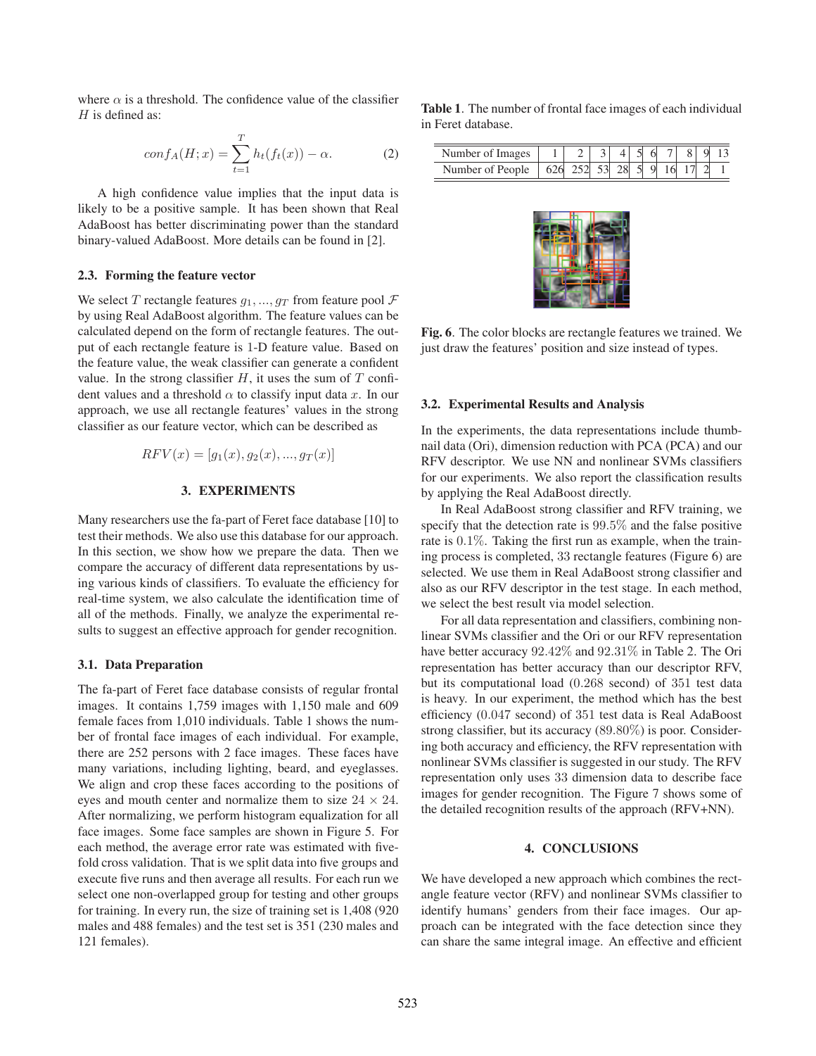where $\alpha$ is a threshold. The confidence value of the classifier $H$ is defined as:

$$conf_A(H;x) = \sum_{t=1}^{T} h_t(f_t(x)) - \alpha. \quad (2)$$

A high confidence value implies that the input data is likely to be a positive sample. It has been shown that Real AdaBoost has better discriminating power than the standard binary-valued AdaBoost. More details can be found in [2].

### 2.3. Forming the feature vector

We select $T$ rectangle features $g_1, ..., g_T$ from feature pool $\mathcal{F}$ by using Real AdaBoost algorithm. The feature values can be calculated depend on the form of rectangle features. The output of each rectangle feature is 1-D feature value. Based on the feature value, the weak classifier can generate a confident value. In the strong classifier $H$, it uses the sum of $T$ confident values and a threshold $\alpha$ to classify input data $x$. In our approach, we use all rectangle features' values in the strong classifier as our feature vector, which can be described as

$$RFV(x) = [g_1(x), g_2(x), ..., g_T(x)]$$

## 3. EXPERIMENTS

Many researchers use the fa-part of Feret face database [10] to test their methods. We also use this database for our approach. In this section, we show how we prepare the data. Then we compare the accuracy of different data representations by using various kinds of classifiers. To evaluate the efficiency for real-time system, we also calculate the identification time of all of the methods. Finally, we analyze the experimental results to suggest an effective approach for gender recognition.

### 3.1. Data Preparation

The fa-part of Feret face database consists of regular frontal images. It contains 1,759 images with 1,150 male and 609 female faces from 1,010 individuals. Table 1 shows the number of frontal face images of each individual. For example, there are 252 persons with 2 face images. These faces have many variations, including lighting, beard, and eyeglasses. We align and crop these faces according to the positions of eyes and mouth center and normalize them to size $24 \times 24$. After normalizing, we perform histogram equalization for all face images. Some face samples are shown in Figure 5. For each method, the average error rate was estimated with five-fold cross validation. That is we split data into five groups and execute five runs and then average all results. For each run we select one non-overlapped group for testing and other groups for training. In every run, the size of training set is 1,408 (920 males and 488 females) and the test set is 351 (230 males and 121 females).

**Table 1**. The number of frontal face images of each individual in Feret database.

| Number of Images | 1 | 2 | 3 | 4 | 5 | 6 | 7 | 8 | 9 | 13 |
|---|---|---|---|---|---|---|---|---|---|---|
| Number of People | 626 | 252 | 53 | 28 | 5 | 9 | 16 | 17 | 2 | 1 |

**Fig. 6**. The color blocks are rectangle features we trained. We just draw the features' position and size instead of types.

### 3.2. Experimental Results and Analysis

In the experiments, the data representations include thumbnail data (Ori), dimension reduction with PCA (PCA) and our RFV descriptor. We use NN and nonlinear SVMs classifiers for our experiments. We also report the classification results by applying the Real AdaBoost directly.

In Real AdaBoost strong classifier and RFV training, we specify that the detection rate is $99.5\%$ and the false positive rate is $0.1\%$. Taking the first run as example, when the training process is completed, 33 rectangle features (Figure 6) are selected. We use them in Real AdaBoost strong classifier and also as our RFV descriptor in the test stage. In each method, we select the best result via model selection.

For all data representation and classifiers, combining nonlinear SVMs classifier and the Ori or our RFV representation have better accuracy $92.42\%$ and $92.31\%$ in Table 2. The Ori representation has better accuracy than our descriptor RFV, but its computational load ($0.268$ second) of 351 test data is heavy. In our experiment, the method which has the best efficiency ($0.047$ second) of 351 test data is Real AdaBoost strong classifier, but its accuracy ($89.80\%$) is poor. Considering both accuracy and efficiency, the RFV representation with nonlinear SVMs classifier is suggested in our study. The RFV representation only uses 33 dimension data to describe face images for gender recognition. The Figure 7 shows some of the detailed recognition results of the approach (RFV+NN).

## 4. CONCLUSIONS

We have developed a new approach which combines the rectangle feature vector (RFV) and nonlinear SVMs classifier to identify humans' genders from their face images. Our approach can be integrated with the face detection since they can share the same integral image. An effective and efficient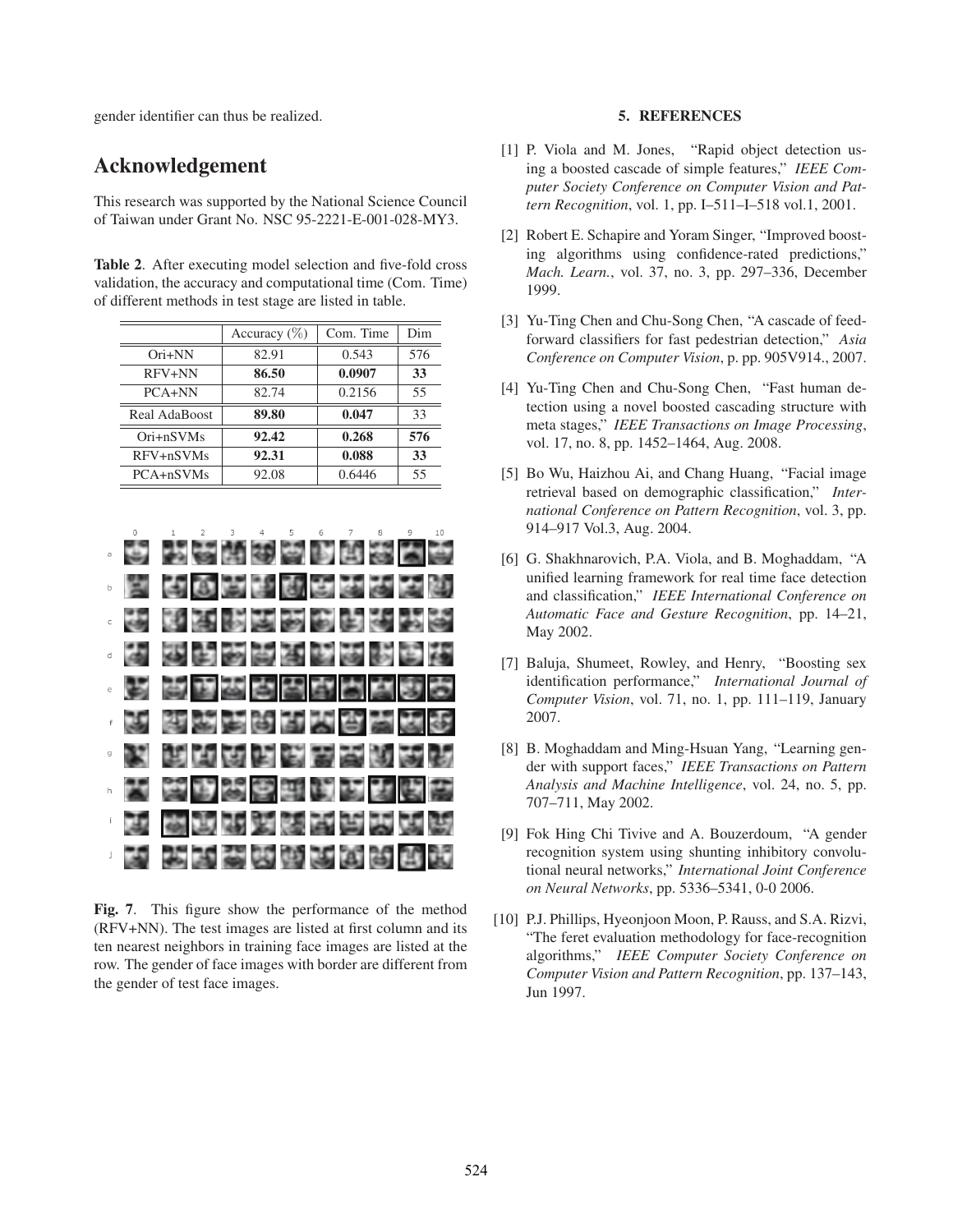gender identifier can thus be realized.

## Acknowledgement

This research was supported by the National Science Council of Taiwan under Grant No. NSC 95-2221-E-001-028-MY3.

**Table 2**. After executing model selection and five-fold cross validation, the accuracy and computational time (Com. Time) of different methods in test stage are listed in table.

| | Accuracy (%) | Com. Time | Dim |
|---|---|---|---|
| Ori+NN | 82.91 | 0.543 | 576 |
| RFV+NN | **86.50** | **0.0907** | **33** |
| PCA+NN | 82.74 | 0.2156 | 55 |
| Real AdaBoost | **89.80** | **0.047** | 33 |
| Ori+nSVMs | **92.42** | **0.268** | **576** |
| RFV+nSVMs | **92.31** | **0.088** | **33** |
| PCA+nSVMs | 92.08 | 0.6446 | 55 |

**Fig. 7**. This figure show the performance of the method (RFV+NN). The test images are listed at first column and its ten nearest neighbors in training face images are listed at the row. The gender of face images with border are different from the gender of test face images.

## 5. REFERENCES

[1] P. Viola and M. Jones, "Rapid object detection using a boosted cascade of simple features," *IEEE Computer Society Conference on Computer Vision and Pattern Recognition*, vol. 1, pp. I–511–I–518 vol.1, 2001.

[2] Robert E. Schapire and Yoram Singer, "Improved boosting algorithms using confidence-rated predictions," *Mach. Learn.*, vol. 37, no. 3, pp. 297–336, December 1999.

[3] Yu-Ting Chen and Chu-Song Chen, "A cascade of feed-forward classifiers for fast pedestrian detection," *Asia Conference on Computer Vision*, p. pp. 905V914., 2007.

[4] Yu-Ting Chen and Chu-Song Chen, "Fast human detection using a novel boosted cascading structure with meta stages," *IEEE Transactions on Image Processing*, vol. 17, no. 8, pp. 1452–1464, Aug. 2008.

[5] Bo Wu, Haizhou Ai, and Chang Huang, "Facial image retrieval based on demographic classification," *International Conference on Pattern Recognition*, vol. 3, pp. 914–917 Vol.3, Aug. 2004.

[6] G. Shakhnarovich, P.A. Viola, and B. Moghaddam, "A unified learning framework for real time face detection and classification," *IEEE International Conference on Automatic Face and Gesture Recognition*, pp. 14–21, May 2002.

[7] Baluja, Shumeet, Rowley, and Henry, "Boosting sex identification performance," *International Journal of Computer Vision*, vol. 71, no. 1, pp. 111–119, January 2007.

[8] B. Moghaddam and Ming-Hsuan Yang, "Learning gender with support faces," *IEEE Transactions on Pattern Analysis and Machine Intelligence*, vol. 24, no. 5, pp. 707–711, May 2002.

[9] Fok Hing Chi Tivive and A. Bouzerdoum, "A gender recognition system using shunting inhibitory convolutional neural networks," *International Joint Conference on Neural Networks*, pp. 5336–5341, 0-0 2006.

[10] P.J. Phillips, Hyeonjoon Moon, P. Rauss, and S.A. Rizvi, "The feret evaluation methodology for face-recognition algorithms," *IEEE Computer Society Conference on Computer Vision and Pattern Recognition*, pp. 137–143, Jun 1997.